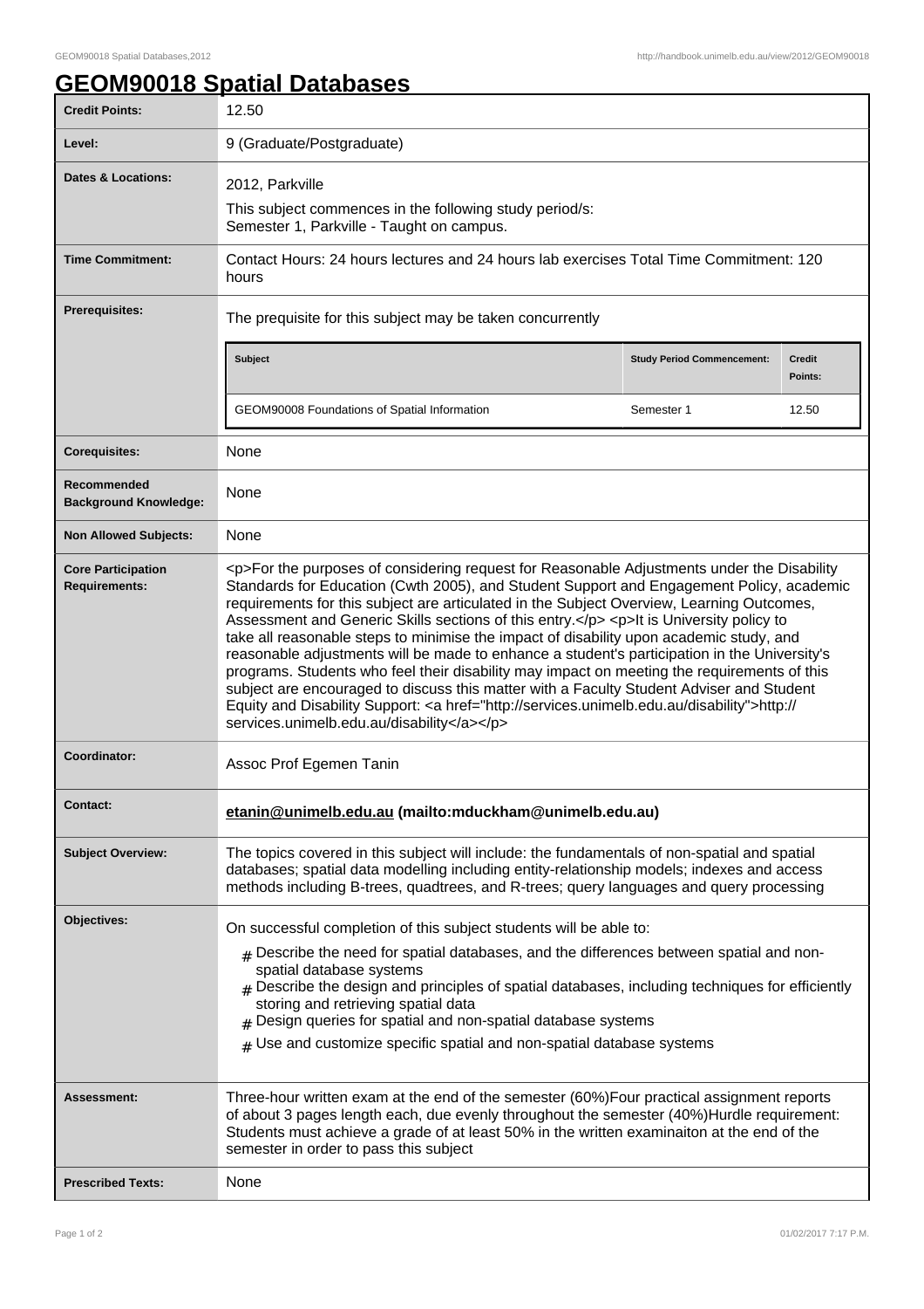# GEOM90018 Spatial Databases

| | |
|---|---|
| **Credit Points:** | 12.50 |
| **Level:** | 9 (Graduate/Postgraduate) |
| **Dates & Locations:** | 2012, Parkville<br>This subject commences in the following study period/s:<br>Semester 1, Parkville - Taught on campus. |
| **Time Commitment:** | Contact Hours: 24 hours lectures and 24 hours lab exercises Total Time Commitment: 120 hours |
| **Prerequisites:** | The prequisite for this subject may be taken concurrently<br><br>**Subject** / **Study Period Commencement:** / **Credit Points:**<br>GEOM90008 Foundations of Spatial Information / Semester 1 / 12.50 |
| **Corequisites:** | None |
| **Recommended Background Knowledge:** | None |
| **Non Allowed Subjects:** | None |
| **Core Participation Requirements:** | <p>For the purposes of considering request for Reasonable Adjustments under the Disability Standards for Education (Cwth 2005), and Student Support and Engagement Policy, academic requirements for this subject are articulated in the Subject Overview, Learning Outcomes, Assessment and Generic Skills sections of this entry.</p> <p>It is University policy to take all reasonable steps to minimise the impact of disability upon academic study, and reasonable adjustments will be made to enhance a student's participation in the University's programs. Students who feel their disability may impact on meeting the requirements of this subject are encouraged to discuss this matter with a Faculty Student Adviser and Student Equity and Disability Support: <a href="http://services.unimelb.edu.au/disability">http://services.unimelb.edu.au/disability</a></p> |
| **Coordinator:** | Assoc Prof Egemen Tanin |
| **Contact:** | **etanin@unimelb.edu.au (mailto:mduckham@unimelb.edu.au)** |
| **Subject Overview:** | The topics covered in this subject will include: the fundamentals of non-spatial and spatial databases; spatial data modelling including entity-relationship models; indexes and access methods including B-trees, quadtrees, and R-trees; query languages and query processing |
| **Objectives:** | On successful completion of this subject students will be able to:<br># Describe the need for spatial databases, and the differences between spatial and non-spatial database systems<br># Describe the design and principles of spatial databases, including techniques for efficiently storing and retrieving spatial data<br># Design queries for spatial and non-spatial database systems<br># Use and customize specific spatial and non-spatial database systems |
| **Assessment:** | Three-hour written exam at the end of the semester (60%)Four practical assignment reports of about 3 pages length each, due evenly throughout the semester (40%)Hurdle requirement: Students must achieve a grade of at least 50% in the written examinaiton at the end of the semester in order to pass this subject |
| **Prescribed Texts:** | None |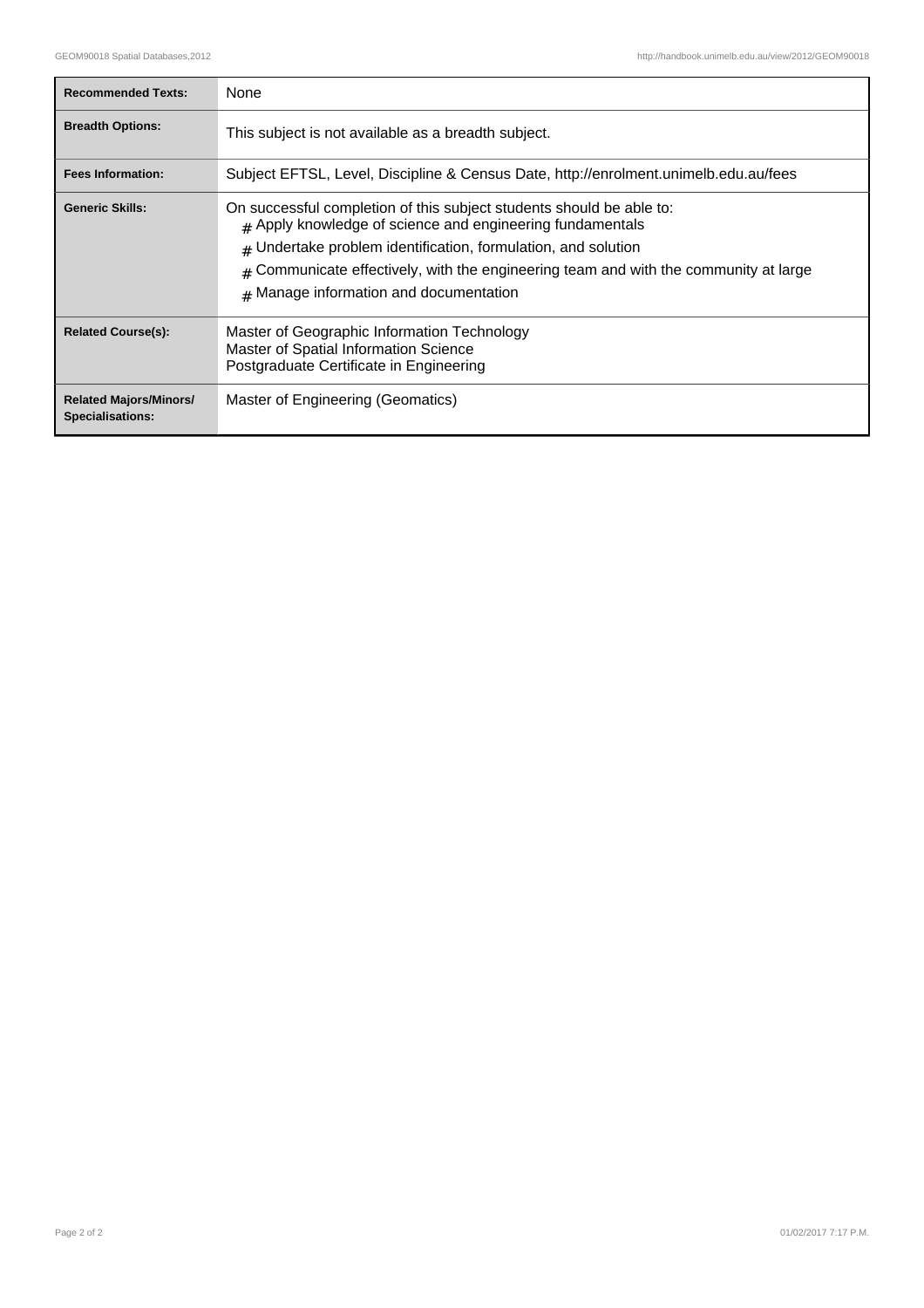| | |
|---|---|
| **Recommended Texts:** | None |
| **Breadth Options:** | This subject is not available as a breadth subject. |
| **Fees Information:** | Subject EFTSL, Level, Discipline & Census Date, http://enrolment.unimelb.edu.au/fees |
| **Generic Skills:** | On successful completion of this subject students should be able to:<br># Apply knowledge of science and engineering fundamentals<br># Undertake problem identification, formulation, and solution<br># Communicate effectively, with the engineering team and with the community at large<br># Manage information and documentation |
| **Related Course(s):** | Master of Geographic Information Technology<br>Master of Spatial Information Science<br>Postgraduate Certificate in Engineering |
| **Related Majors/Minors/ Specialisations:** | Master of Engineering (Geomatics) |